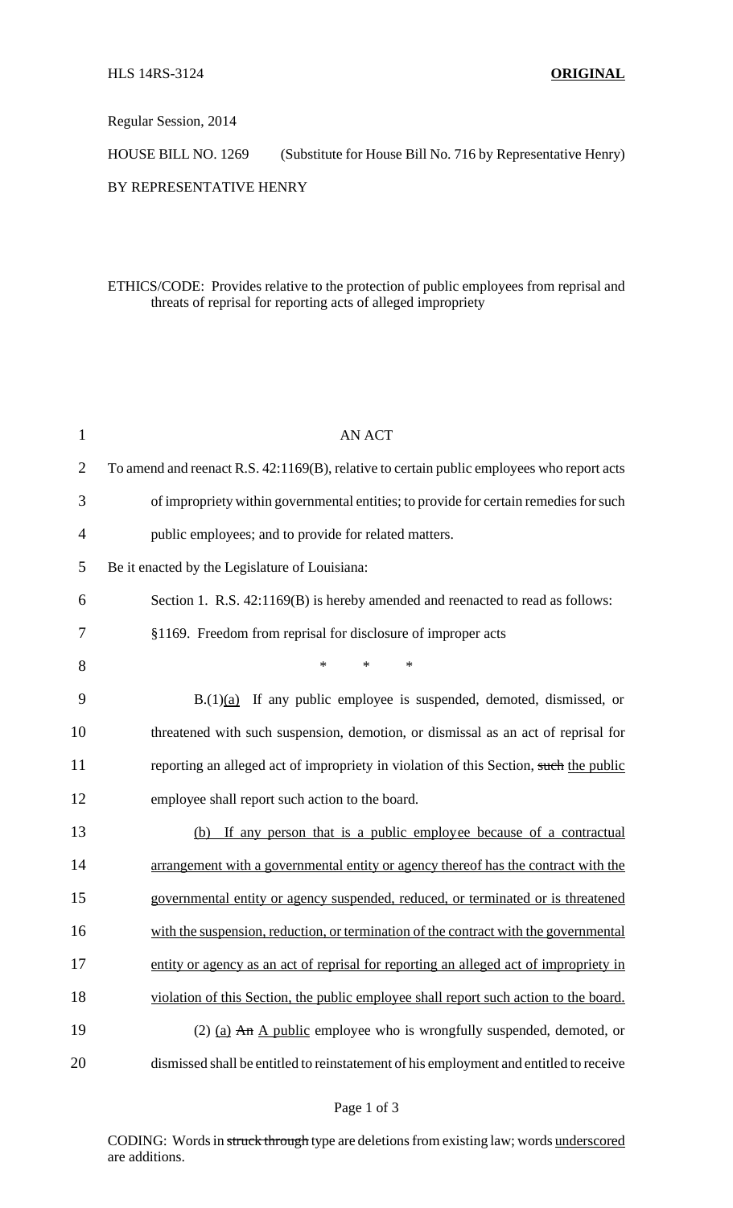HLS 14RS-3124 **ORIGINAL**

Regular Session, 2014

HOUSE BILL NO. 1269 (Substitute for House Bill No. 716 by Representative Henry)

BY REPRESENTATIVE HENRY

ETHICS/CODE: Provides relative to the protection of public employees from reprisal and threats of reprisal for reporting acts of alleged impropriety

AN ACT

To amend and reenact R.S. 42:1169(B), relative to certain public employees who report acts of impropriety within governmental entities; to provide for certain remedies for such public employees; and to provide for related matters.

Be it enacted by the Legislature of Louisiana:

Section 1. R.S. 42:1169(B) is hereby amended and reenacted to read as follows:

§1169. Freedom from reprisal for disclosure of improper acts

\* \* \*

B.(1)<u>(a)</u> If any public employee is suspended, demoted, dismissed, or threatened with such suspension, demotion, or dismissal as an act of reprisal for reporting an alleged act of impropriety in violation of this Section, ~~such~~ <u>the public</u> employee shall report such action to the board.

<u>(b) If any person that is a public employee because of a contractual arrangement with a governmental entity or agency thereof has the contract with the governmental entity or agency suspended, reduced, or terminated or is threatened with the suspension, reduction, or termination of the contract with the governmental entity or agency as an act of reprisal for reporting an alleged act of impropriety in violation of this Section, the public employee shall report such action to the board.</u>

(2) <u>(a)</u> ~~An~~ <u>A public</u> employee who is wrongfully suspended, demoted, or dismissed shall be entitled to reinstatement of his employment and entitled to receive

CODING: Words in ~~struck through~~ type are deletions from existing law; words <u>underscored</u> are additions.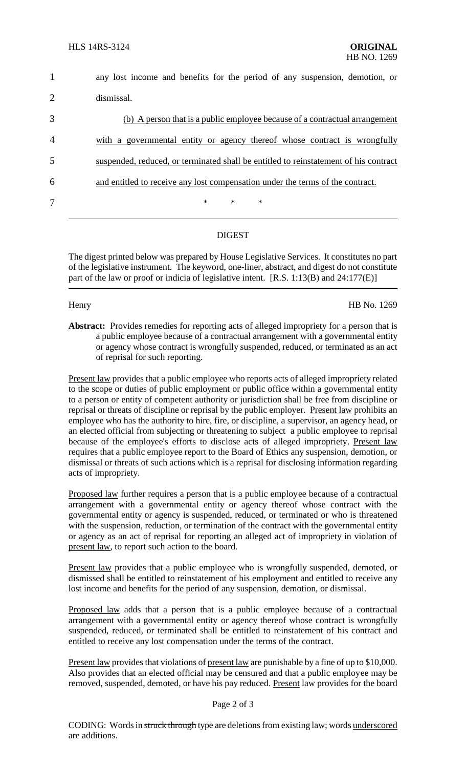any lost income and benefits for the period of any suspension, demotion, or dismissal.

(b) A person that is a public employee because of a contractual arrangement with a governmental entity or agency thereof whose contract is wrongfully suspended, reduced, or terminated shall be entitled to reinstatement of his contract and entitled to receive any lost compensation under the terms of the contract.

\* \* \*

## DIGEST

The digest printed below was prepared by House Legislative Services. It constitutes no part of the legislative instrument. The keyword, one-liner, abstract, and digest do not constitute part of the law or proof or indicia of legislative intent. [R.S. 1:13(B) and 24:177(E)]

Henry HB No. 1269

**Abstract:** Provides remedies for reporting acts of alleged impropriety for a person that is a public employee because of a contractual arrangement with a governmental entity or agency whose contract is wrongfully suspended, reduced, or terminated as an act of reprisal for such reporting.

Present law provides that a public employee who reports acts of alleged impropriety related to the scope or duties of public employment or public office within a governmental entity to a person or entity of competent authority or jurisdiction shall be free from discipline or reprisal or threats of discipline or reprisal by the public employer. Present law prohibits an employee who has the authority to hire, fire, or discipline, a supervisor, an agency head, or an elected official from subjecting or threatening to subject a public employee to reprisal because of the employee's efforts to disclose acts of alleged impropriety. Present law requires that a public employee report to the Board of Ethics any suspension, demotion, or dismissal or threats of such actions which is a reprisal for disclosing information regarding acts of impropriety.

Proposed law further requires a person that is a public employee because of a contractual arrangement with a governmental entity or agency thereof whose contract with the governmental entity or agency is suspended, reduced, or terminated or who is threatened with the suspension, reduction, or termination of the contract with the governmental entity or agency as an act of reprisal for reporting an alleged act of impropriety in violation of present law, to report such action to the board.

Present law provides that a public employee who is wrongfully suspended, demoted, or dismissed shall be entitled to reinstatement of his employment and entitled to receive any lost income and benefits for the period of any suspension, demotion, or dismissal.

Proposed law adds that a person that is a public employee because of a contractual arrangement with a governmental entity or agency thereof whose contract is wrongfully suspended, reduced, or terminated shall be entitled to reinstatement of his contract and entitled to receive any lost compensation under the terms of the contract.

Present law provides that violations of present law are punishable by a fine of up to $10,000. Also provides that an elected official may be censured and that a public employee may be removed, suspended, demoted, or have his pay reduced. Present law provides for the board

CODING: Words in ~~struck through~~ type are deletions from existing law; words underscored are additions.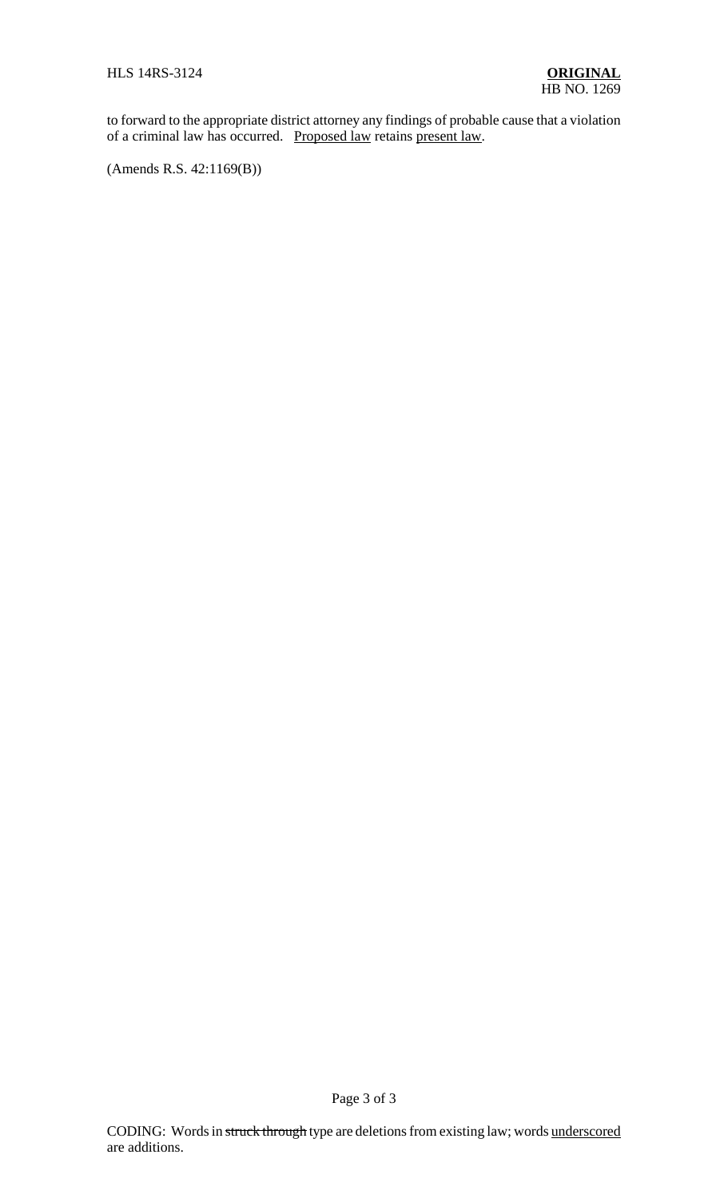to forward to the appropriate district attorney any findings of probable cause that a violation of a criminal law has occurred. Proposed law retains present law.

(Amends R.S. 42:1169(B))